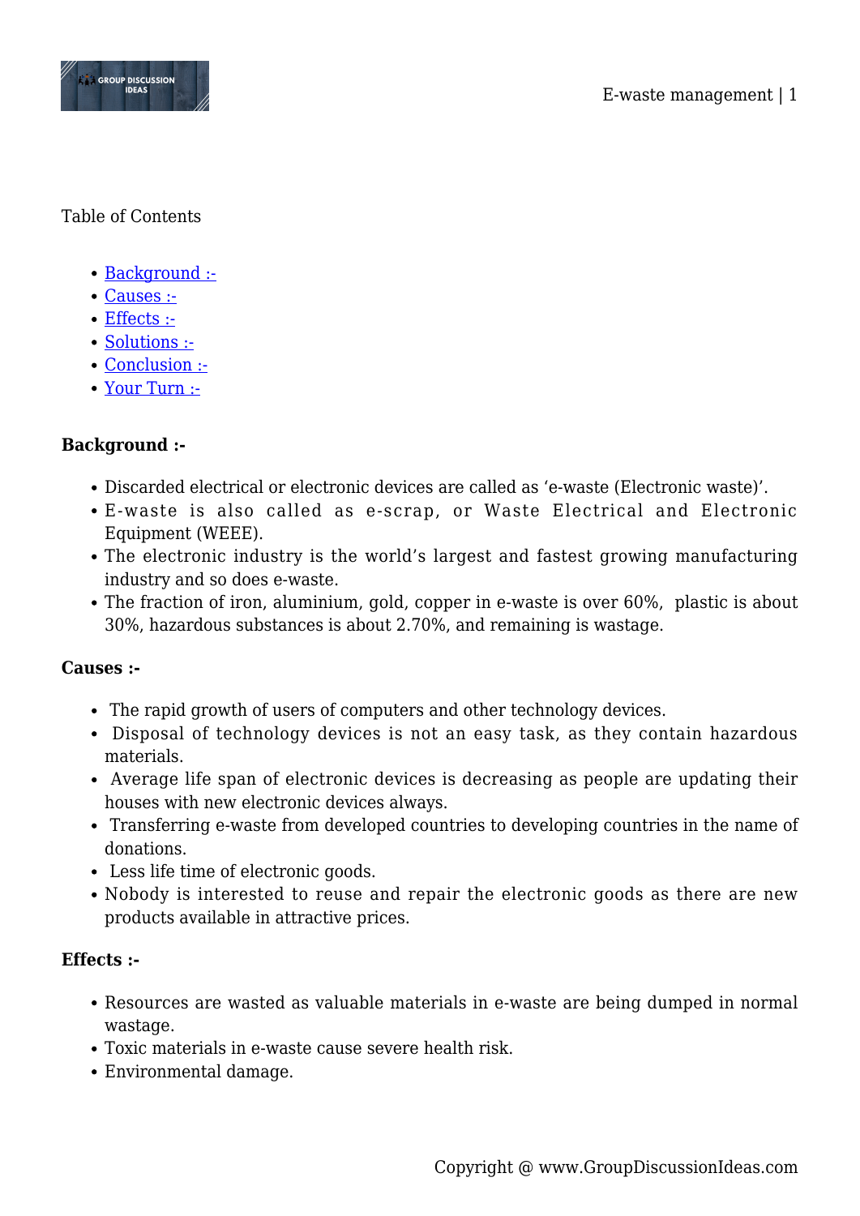Table of Contents

- [Background :-](#background)
- [Causes :-](#causes)
- [Effects :-](#effects)
- [Solutions :-](#solutions)
- [Conclusion :-](#conclusion)
- [Your Turn :-](#your-turn)

**Background :-**

- Discarded electrical or electronic devices are called as 'e-waste (Electronic waste)'.
- E-waste is also called as e-scrap, or Waste Electrical and Electronic Equipment (WEEE).
- The electronic industry is the world's largest and fastest growing manufacturing industry and so does e-waste.
- The fraction of iron, aluminium, gold, copper in e-waste is over 60%, plastic is about 30%, hazardous substances is about 2.70%, and remaining is wastage.

**Causes :-**

- The rapid growth of users of computers and other technology devices.
- Disposal of technology devices is not an easy task, as they contain hazardous materials.
- Average life span of electronic devices is decreasing as people are updating their houses with new electronic devices always.
- Transferring e-waste from developed countries to developing countries in the name of donations.
- Less life time of electronic goods.
- Nobody is interested to reuse and repair the electronic goods as there are new products available in attractive prices.

**Effects :-**

- Resources are wasted as valuable materials in e-waste are being dumped in normal wastage.
- Toxic materials in e-waste cause severe health risk.
- Environmental damage.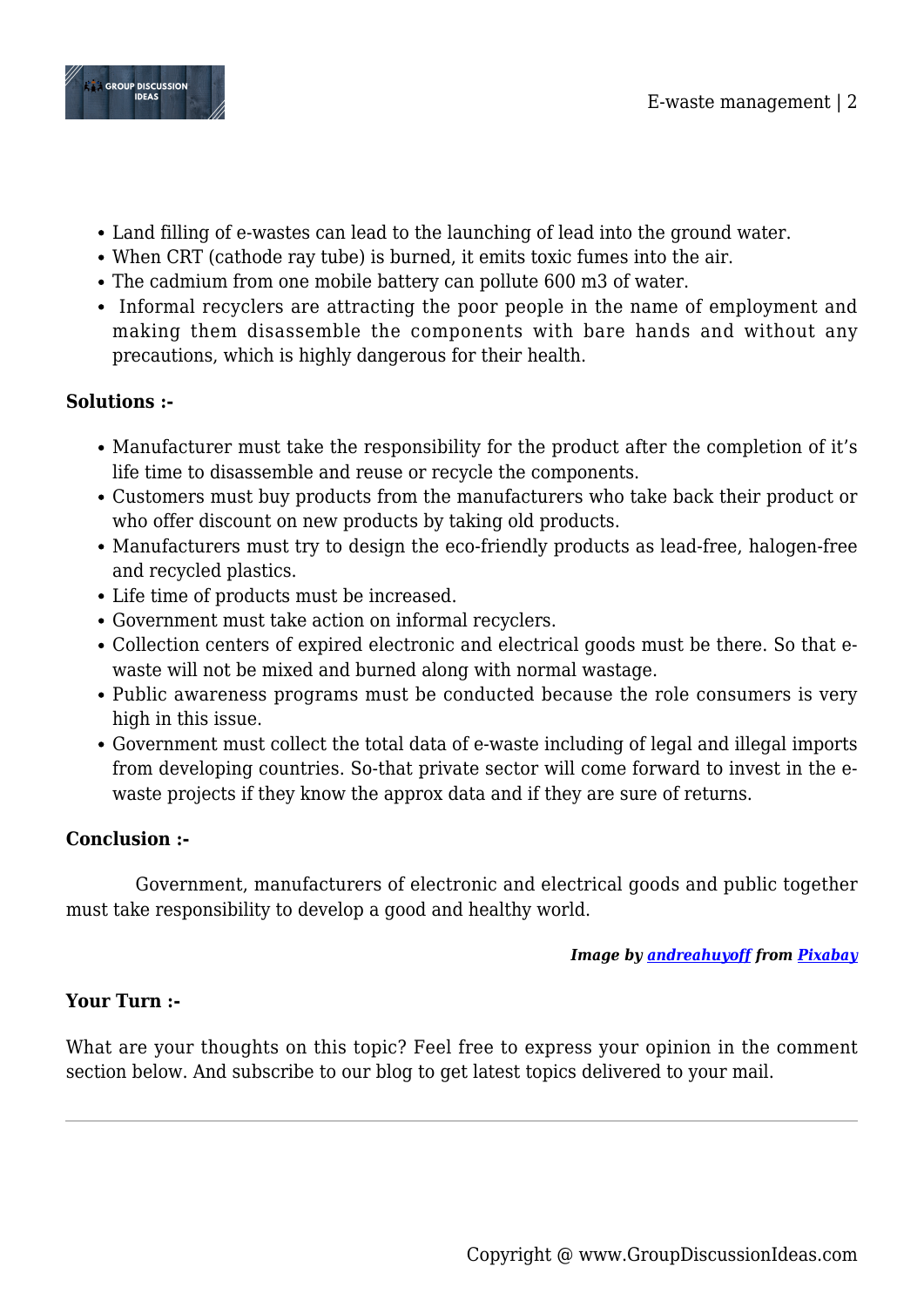- Land filling of e-wastes can lead to the launching of lead into the ground water.
- When CRT (cathode ray tube) is burned, it emits toxic fumes into the air.
- The cadmium from one mobile battery can pollute 600 m3 of water.
- Informal recyclers are attracting the poor people in the name of employment and making them disassemble the components with bare hands and without any precautions, which is highly dangerous for their health.

**Solutions :-**

- Manufacturer must take the responsibility for the product after the completion of it's life time to disassemble and reuse or recycle the components.
- Customers must buy products from the manufacturers who take back their product or who offer discount on new products by taking old products.
- Manufacturers must try to design the eco-friendly products as lead-free, halogen-free and recycled plastics.
- Life time of products must be increased.
- Government must take action on informal recyclers.
- Collection centers of expired electronic and electrical goods must be there. So that e-waste will not be mixed and burned along with normal wastage.
- Public awareness programs must be conducted because the role consumers is very high in this issue.
- Government must collect the total data of e-waste including of legal and illegal imports from developing countries. So-that private sector will come forward to invest in the e-waste projects if they know the approx data and if they are sure of returns.

**Conclusion :-**

Government, manufacturers of electronic and electrical goods and public together must take responsibility to develop a good and healthy world.

***Image by andreahuyoff from Pixabay***

**Your Turn :-**

What are your thoughts on this topic? Feel free to express your opinion in the comment section below. And subscribe to our blog to get latest topics delivered to your mail.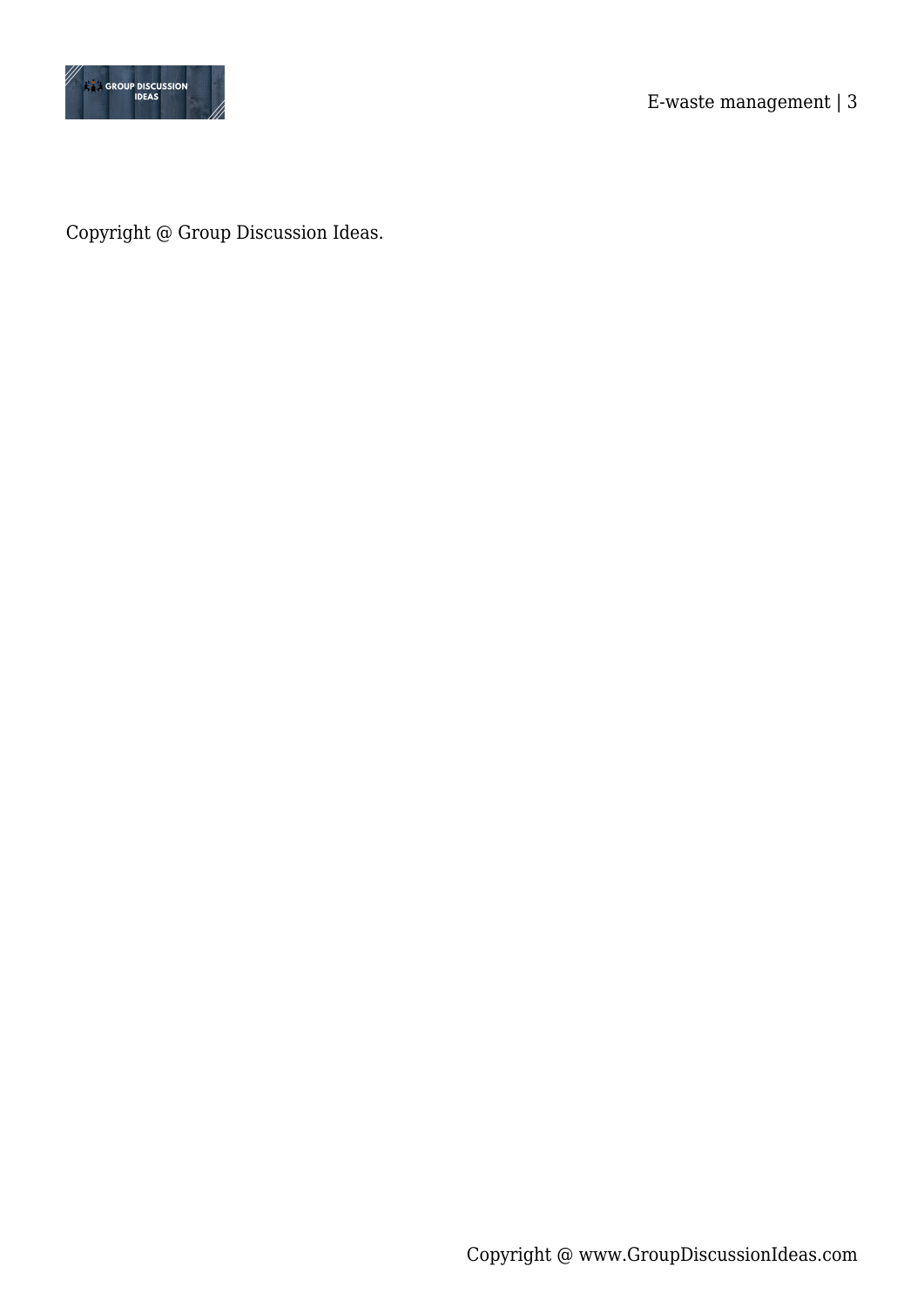Copyright @ Group Discussion Ideas.